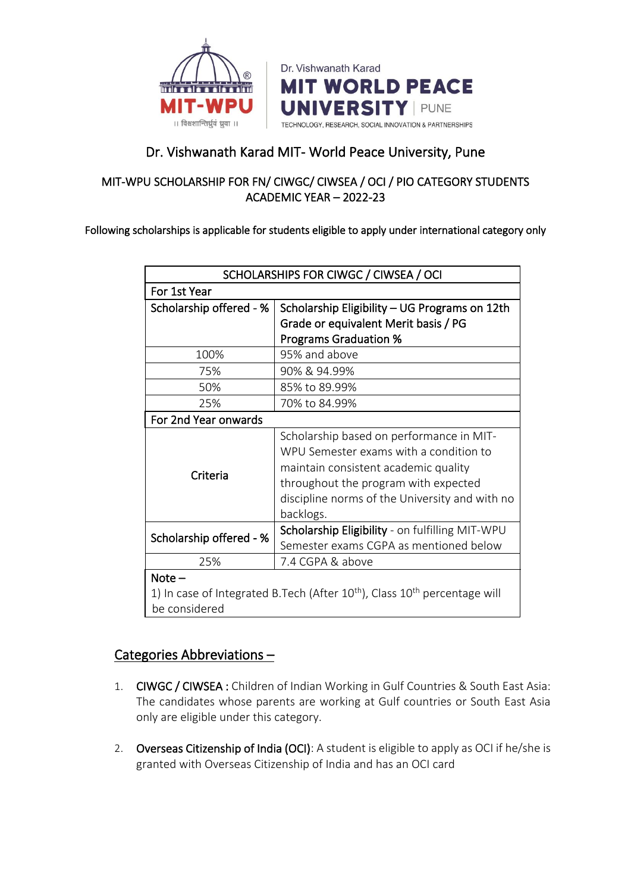Dr. Vishwanath Karad
**MIT WORLD PEACE UNIVERSITY** | PUNE
TECHNOLOGY, RESEARCH, SOCIAL INNOVATION & PARTNERSHIPS

# Dr. Vishwanath Karad MIT- World Peace University, Pune

## MIT-WPU SCHOLARSHIP FOR FN/ CIWGC/ CIWSEA / OCI / PIO CATEGORY STUDENTS ACADEMIC YEAR – 2022-23

Following scholarships is applicable for students eligible to apply under international category only

| SCHOLARSHIPS FOR CIWGC / CIWSEA / OCI | |
|---|---|
| For 1st Year | |
| Scholarship offered - % | Scholarship Eligibility – UG Programs on 12th Grade or equivalent Merit basis / PG Programs Graduation % |
| 100% | 95% and above |
| 75% | 90% & 94.99% |
| 50% | 85% to 89.99% |
| 25% | 70% to 84.99% |
| For 2nd Year onwards | |
| Criteria | Scholarship based on performance in MIT-WPU Semester exams with a condition to maintain consistent academic quality throughout the program with expected discipline norms of the University and with no backlogs. |
| Scholarship offered - % | Scholarship Eligibility - on fulfilling MIT-WPU Semester exams CGPA as mentioned below |
| 25% | 7.4 CGPA & above |
| Note – 1) In case of Integrated B.Tech (After 10th), Class 10th percentage will be considered | |

## Categories Abbreviations –

1. **CIWGC / CIWSEA :** Children of Indian Working in Gulf Countries & South East Asia: The candidates whose parents are working at Gulf countries or South East Asia only are eligible under this category.

2. **Overseas Citizenship of India (OCI)**: A student is eligible to apply as OCI if he/she is granted with Overseas Citizenship of India and has an OCI card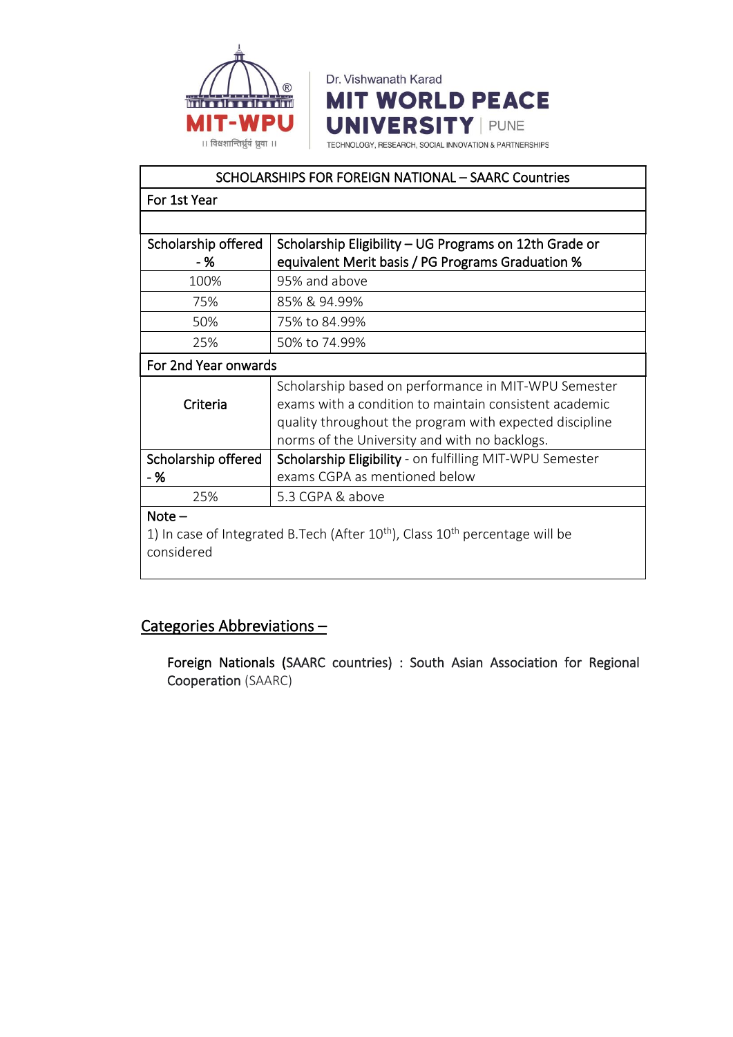Dr. Vishwanath Karad

**MIT WORLD PEACE UNIVERSITY** | PUNE

TECHNOLOGY, RESEARCH, SOCIAL INNOVATION & PARTNERSHIPS

| SCHOLARSHIPS FOR FOREIGN NATIONAL – SAARC Countries | |
|---|---|
| For 1st Year | |
| | |
| Scholarship offered - % | Scholarship Eligibility – UG Programs on 12th Grade or equivalent Merit basis / PG Programs Graduation % |
| 100% | 95% and above |
| 75% | 85% & 94.99% |
| 50% | 75% to 84.99% |
| 25% | 50% to 74.99% |
| For 2nd Year onwards | |
| Criteria | Scholarship based on performance in MIT-WPU Semester exams with a condition to maintain consistent academic quality throughout the program with expected discipline norms of the University and with no backlogs. |
| Scholarship offered - % | Scholarship Eligibility - on fulfilling MIT-WPU Semester exams CGPA as mentioned below |
| 25% | 5.3 CGPA & above |
| Note – 1) In case of Integrated B.Tech (After 10th), Class 10th percentage will be considered | |

## Categories Abbreviations –

Foreign Nationals (SAARC countries) : South Asian Association for Regional Cooperation (SAARC)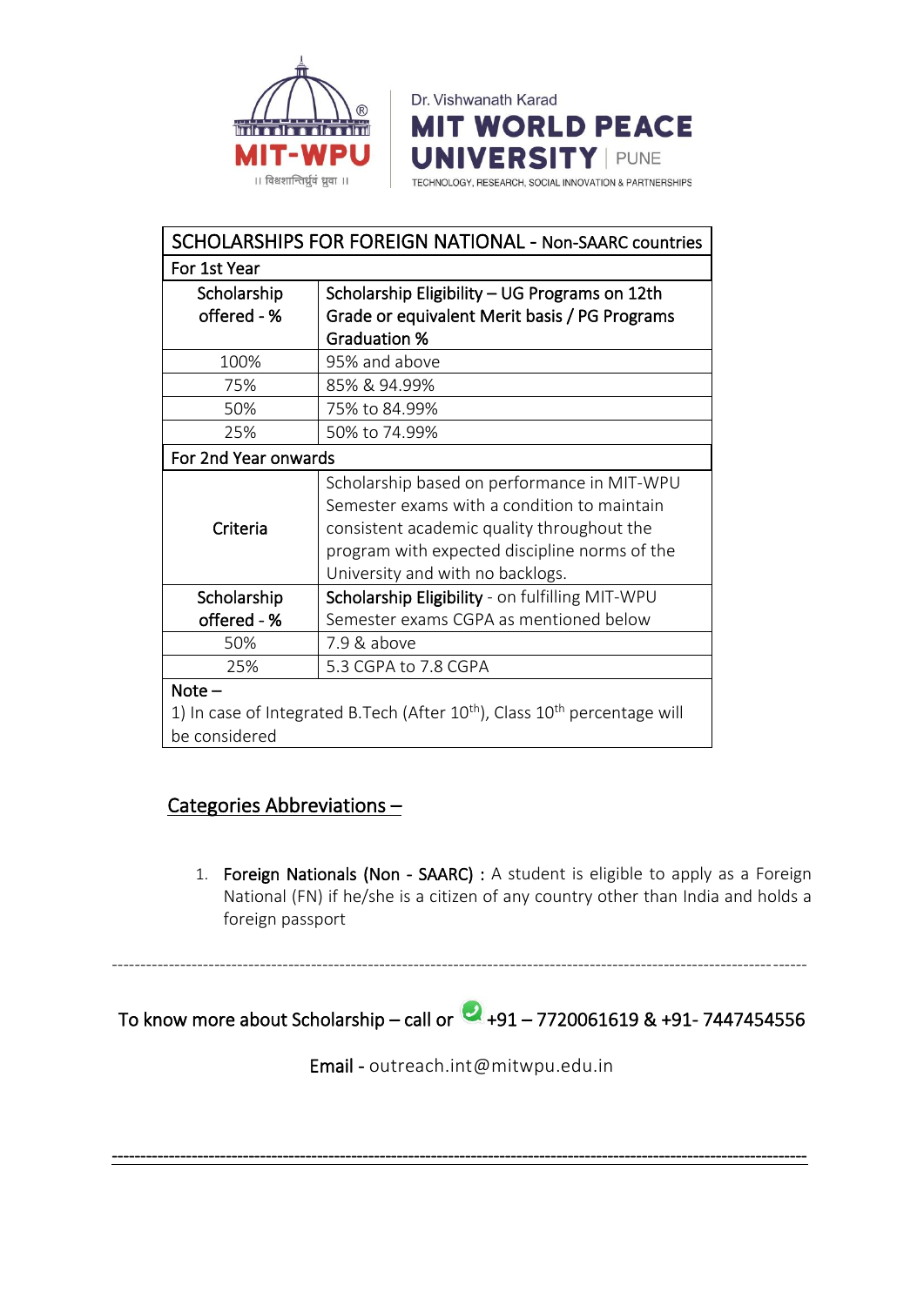Dr. Vishwanath Karad

# MIT WORLD PEACE UNIVERSITY | PUNE

TECHNOLOGY, RESEARCH, SOCIAL INNOVATION & PARTNERSHIPS

| SCHOLARSHIPS FOR FOREIGN NATIONAL - Non-SAARC countries | |
|---|---|
| For 1st Year | |
| Scholarship offered - % | Scholarship Eligibility – UG Programs on 12th Grade or equivalent Merit basis / PG Programs Graduation % |
| 100% | 95% and above |
| 75% | 85% & 94.99% |
| 50% | 75% to 84.99% |
| 25% | 50% to 74.99% |
| For 2nd Year onwards | |
| Criteria | Scholarship based on performance in MIT-WPU Semester exams with a condition to maintain consistent academic quality throughout the program with expected discipline norms of the University and with no backlogs. |
| Scholarship offered - % | Scholarship Eligibility - on fulfilling MIT-WPU Semester exams CGPA as mentioned below |
| 50% | 7.9 & above |
| 25% | 5.3 CGPA to 7.8 CGPA |
| Note – 1) In case of Integrated B.Tech (After 10$^{th}$), Class 10$^{th}$ percentage will be considered | |

## Categories Abbreviations –

1. **Foreign Nationals (Non - SAARC) :** A student is eligible to apply as a Foreign National (FN) if he/she is a citizen of any country other than India and holds a foreign passport

---

To know more about Scholarship – call or +91 – 7720061619 & +91- 7447454556

**Email** - outreach.int@mitwpu.edu.in